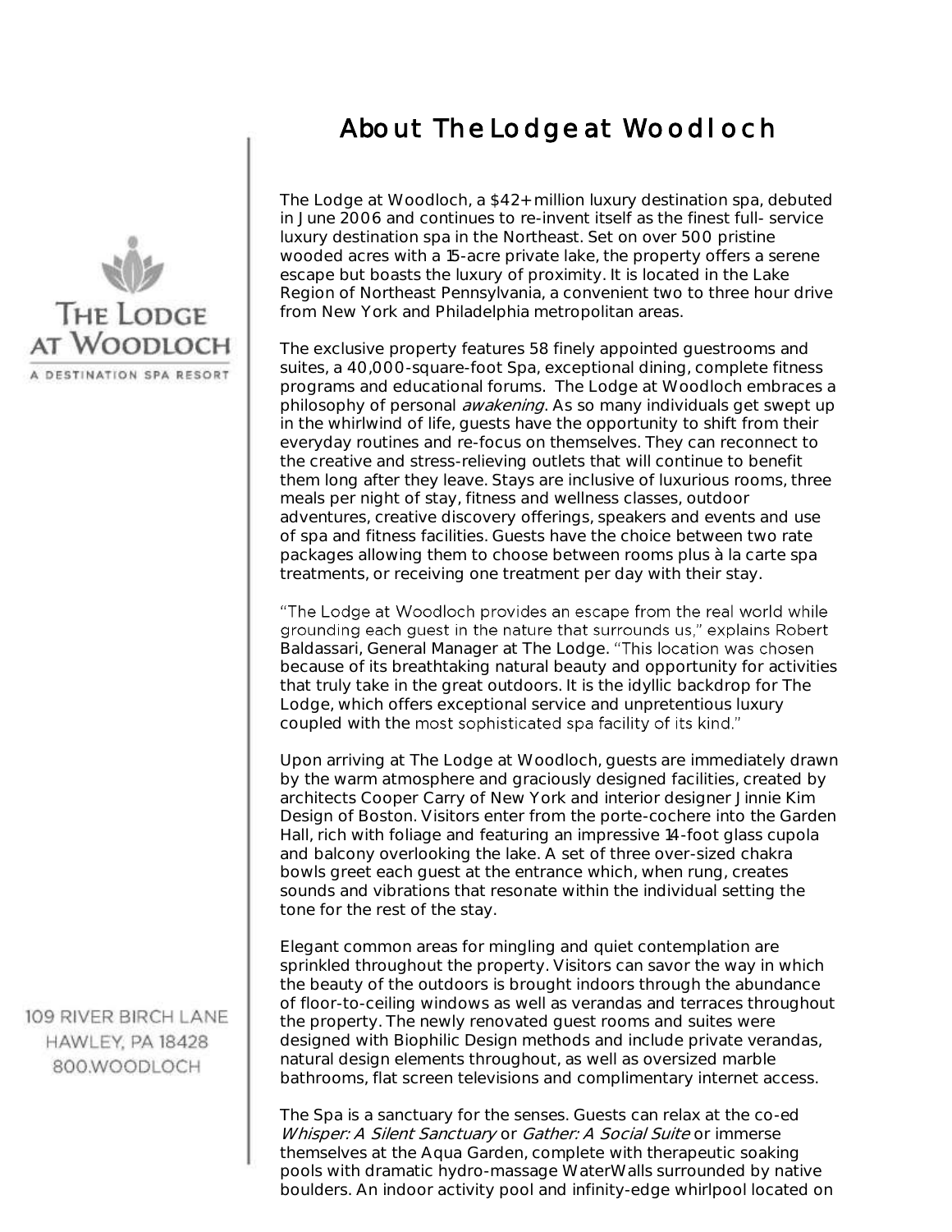THE LODGE AT WOODLOCH

A DESTINATION SPA RESORT

109 RIVER BIRCH LANE
HAWLEY, PA 18428
800.WOODLOCH

# About The Lodge at Woodloch

The Lodge at Woodloch, a $42+ million luxury destination spa, debuted in June 2006 and continues to re-invent itself as the finest full- service luxury destination spa in the Northeast. Set on over 500 pristine wooded acres with a 15-acre private lake, the property offers a serene escape but boasts the luxury of proximity. It is located in the Lake Region of Northeast Pennsylvania, a convenient two to three hour drive from New York and Philadelphia metropolitan areas.

The exclusive property features 58 finely appointed guestrooms and suites, a 40,000-square-foot Spa, exceptional dining, complete fitness programs and educational forums. The Lodge at Woodloch embraces a philosophy of personal *awakening*. As so many individuals get swept up in the whirlwind of life, guests have the opportunity to shift from their everyday routines and re-focus on themselves. They can reconnect to the creative and stress-relieving outlets that will continue to benefit them long after they leave. Stays are inclusive of luxurious rooms, three meals per night of stay, fitness and wellness classes, outdoor adventures, creative discovery offerings, speakers and events and use of spa and fitness facilities. Guests have the choice between two rate packages allowing them to choose between rooms plus à la carte spa treatments, or receiving one treatment per day with their stay.

"The Lodge at Woodloch provides an escape from the real world while grounding each guest in the nature that surrounds us," explains Robert Baldassari, General Manager at The Lodge. "This location was chosen because of its breathtaking natural beauty and opportunity for activities that truly take in the great outdoors. It is the idyllic backdrop for The Lodge, which offers exceptional service and unpretentious luxury coupled with the most sophisticated spa facility of its kind."

Upon arriving at The Lodge at Woodloch, guests are immediately drawn by the warm atmosphere and graciously designed facilities, created by architects Cooper Carry of New York and interior designer Jinnie Kim Design of Boston. Visitors enter from the porte-cochere into the Garden Hall, rich with foliage and featuring an impressive 14-foot glass cupola and balcony overlooking the lake. A set of three over-sized chakra bowls greet each guest at the entrance which, when rung, creates sounds and vibrations that resonate within the individual setting the tone for the rest of the stay.

Elegant common areas for mingling and quiet contemplation are sprinkled throughout the property. Visitors can savor the way in which the beauty of the outdoors is brought indoors through the abundance of floor-to-ceiling windows as well as verandas and terraces throughout the property. The newly renovated guest rooms and suites were designed with Biophilic Design methods and include private verandas, natural design elements throughout, as well as oversized marble bathrooms, flat screen televisions and complimentary internet access.

The Spa is a sanctuary for the senses. Guests can relax at the co-ed *Whisper: A Silent Sanctuary* or *Gather: A Social Suite* or immerse themselves at the Aqua Garden, complete with therapeutic soaking pools with dramatic hydro-massage WaterWalls surrounded by native boulders. An indoor activity pool and infinity-edge whirlpool located on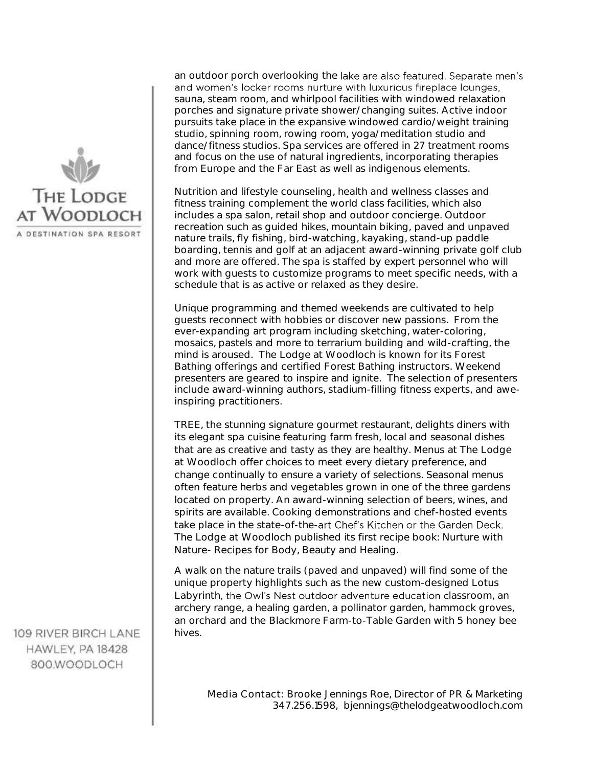an outdoor porch overlooking the lake are also featured. Separate men's and women's locker rooms nurture with luxurious fireplace lounges, sauna, steam room, and whirlpool facilities with windowed relaxation porches and signature private shower/changing suites. Active indoor pursuits take place in the expansive windowed cardio/weight training studio, spinning room, rowing room, yoga/meditation studio and dance/fitness studios. Spa services are offered in 27 treatment rooms and focus on the use of natural ingredients, incorporating therapies from Europe and the Far East as well as indigenous elements.

Nutrition and lifestyle counseling, health and wellness classes and fitness training complement the world class facilities, which also includes a spa salon, retail shop and outdoor concierge. Outdoor recreation such as guided hikes, mountain biking, paved and unpaved nature trails, fly fishing, bird-watching, kayaking, stand-up paddle boarding, tennis and golf at an adjacent award-winning private golf club and more are offered. The spa is staffed by expert personnel who will work with guests to customize programs to meet specific needs, with a schedule that is as active or relaxed as they desire.

Unique programming and themed weekends are cultivated to help guests reconnect with hobbies or discover new passions. From the ever-expanding art program including sketching, water-coloring, mosaics, pastels and more to terrarium building and wild-crafting, the mind is aroused. The Lodge at Woodloch is known for its Forest Bathing offerings and certified Forest Bathing instructors. Weekend presenters are geared to inspire and ignite. The selection of presenters include award-winning authors, stadium-filling fitness experts, and awe-inspiring practitioners.

TREE, the stunning signature gourmet restaurant, delights diners with its elegant spa cuisine featuring farm fresh, local and seasonal dishes that are as creative and tasty as they are healthy. Menus at The Lodge at Woodloch offer choices to meet every dietary preference, and change continually to ensure a variety of selections. Seasonal menus often feature herbs and vegetables grown in one of the three gardens located on property. An award-winning selection of beers, wines, and spirits are available. Cooking demonstrations and chef-hosted events take place in the state-of-the-art Chef's Kitchen or the Garden Deck. The Lodge at Woodloch published its first recipe book: Nurture with Nature- Recipes for Body, Beauty and Healing.

A walk on the nature trails (paved and unpaved) will find some of the unique property highlights such as the new custom-designed Lotus Labyrinth, the Owl's Nest outdoor adventure education classroom, an archery range, a healing garden, a pollinator garden, hammock groves, an orchard and the Blackmore Farm-to-Table Garden with 5 honey bee hives.

Media Contact: Brooke Jennings Roe, Director of PR & Marketing
347.256.1598, bjennings@thelodgeatwoodloch.com

THE LODGE AT WOODLOCH
A DESTINATION SPA RESORT

109 RIVER BIRCH LANE
HAWLEY, PA 18428
800.WOODLOCH